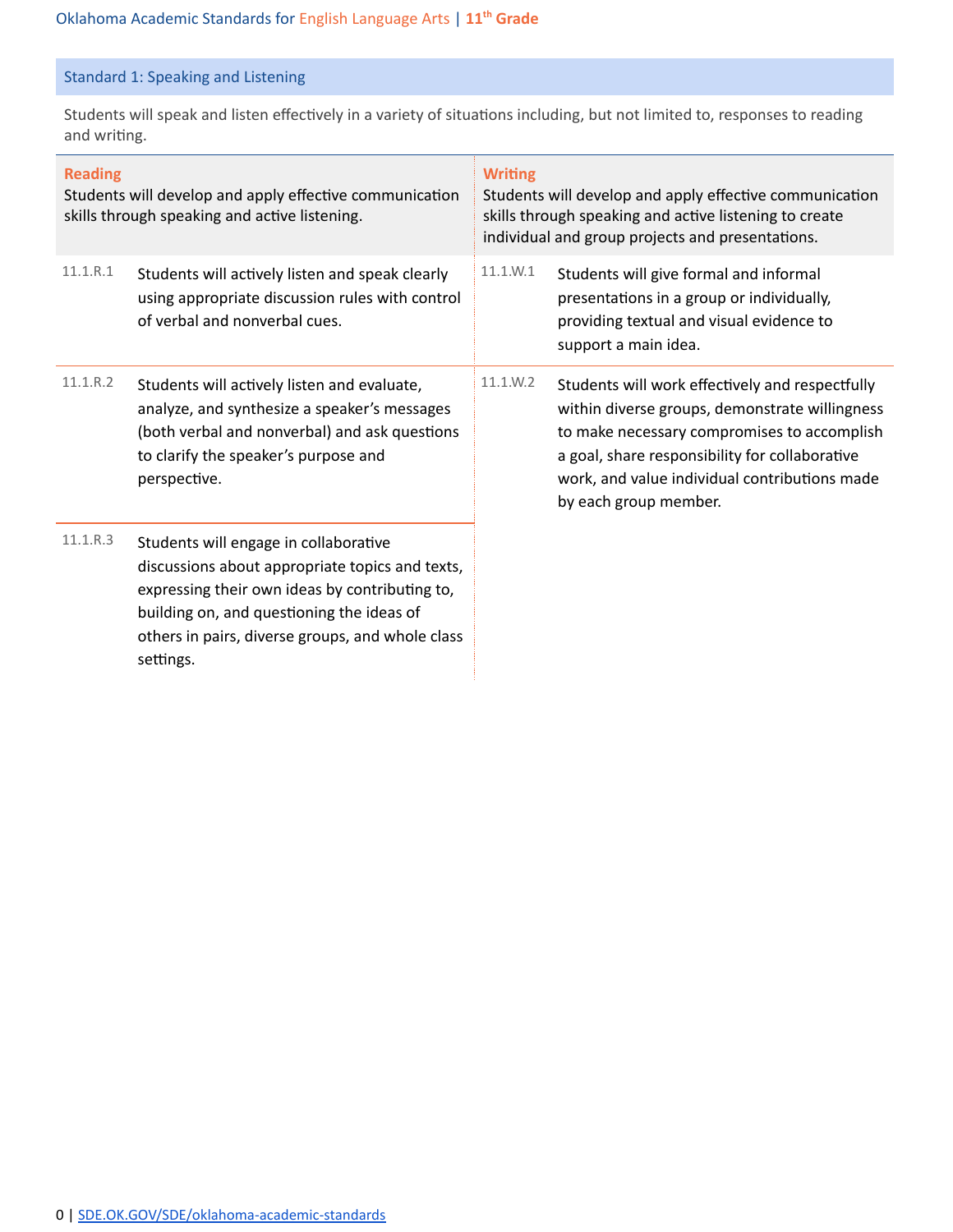## Standard 1: Speaking and Listening

Students will speak and listen effectively in a variety of situations including, but not limited to, responses to reading and writing.

### Reading

Students will develop and apply effective communication skills through speaking and active listening.

| | |
|---|---|
| 11.1.R.1 | Students will actively listen and speak clearly using appropriate discussion rules with control of verbal and nonverbal cues. |
| 11.1.R.2 | Students will actively listen and evaluate, analyze, and synthesize a speaker's messages (both verbal and nonverbal) and ask questions to clarify the speaker's purpose and perspective. |
| 11.1.R.3 | Students will engage in collaborative discussions about appropriate topics and texts, expressing their own ideas by contributing to, building on, and questioning the ideas of others in pairs, diverse groups, and whole class settings. |

### Writing

Students will develop and apply effective communication skills through speaking and active listening to create individual and group projects and presentations.

| | |
|---|---|
| 11.1.W.1 | Students will give formal and informal presentations in a group or individually, providing textual and visual evidence to support a main idea. |
| 11.1.W.2 | Students will work effectively and respectfully within diverse groups, demonstrate willingness to make necessary compromises to accomplish a goal, share responsibility for collaborative work, and value individual contributions made by each group member. |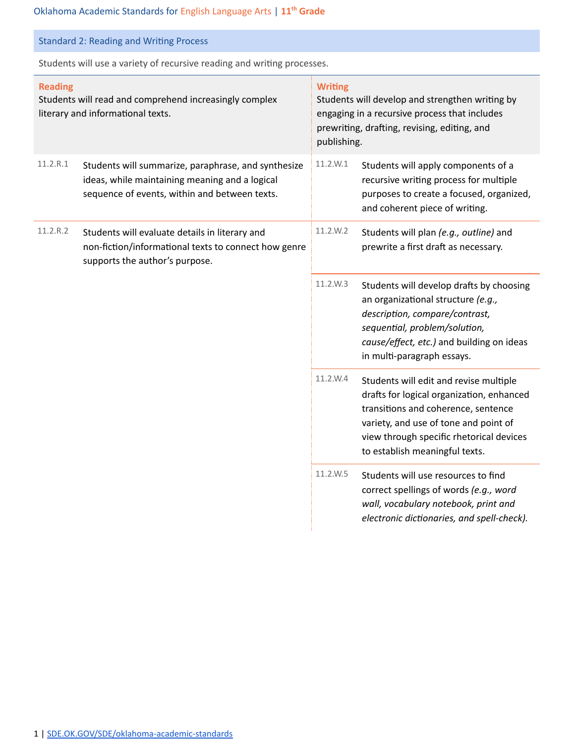## Standard 2: Reading and Writing Process

Students will use a variety of recursive reading and writing processes.

| Reading | | Writing | |
|---|---|---|---|
| Students will read and comprehend increasingly complex literary and informational texts. | | Students will develop and strengthen writing by engaging in a recursive process that includes prewriting, drafting, revising, editing, and publishing. | |
| 11.2.R.1 | Students will summarize, paraphrase, and synthesize ideas, while maintaining meaning and a logical sequence of events, within and between texts. | 11.2.W.1 | Students will apply components of a recursive writing process for multiple purposes to create a focused, organized, and coherent piece of writing. |
| 11.2.R.2 | Students will evaluate details in literary and non-fiction/informational texts to connect how genre supports the author's purpose. | 11.2.W.2 | Students will plan *(e.g., outline)* and prewrite a first draft as necessary. |
| | | 11.2.W.3 | Students will develop drafts by choosing an organizational structure *(e.g., description, compare/contrast, sequential, problem/solution, cause/effect, etc.)* and building on ideas in multi-paragraph essays. |
| | | 11.2.W.4 | Students will edit and revise multiple drafts for logical organization, enhanced transitions and coherence, sentence variety, and use of tone and point of view through specific rhetorical devices to establish meaningful texts. |
| | | 11.2.W.5 | Students will use resources to find correct spellings of words *(e.g., word wall, vocabulary notebook, print and electronic dictionaries, and spell-check).* |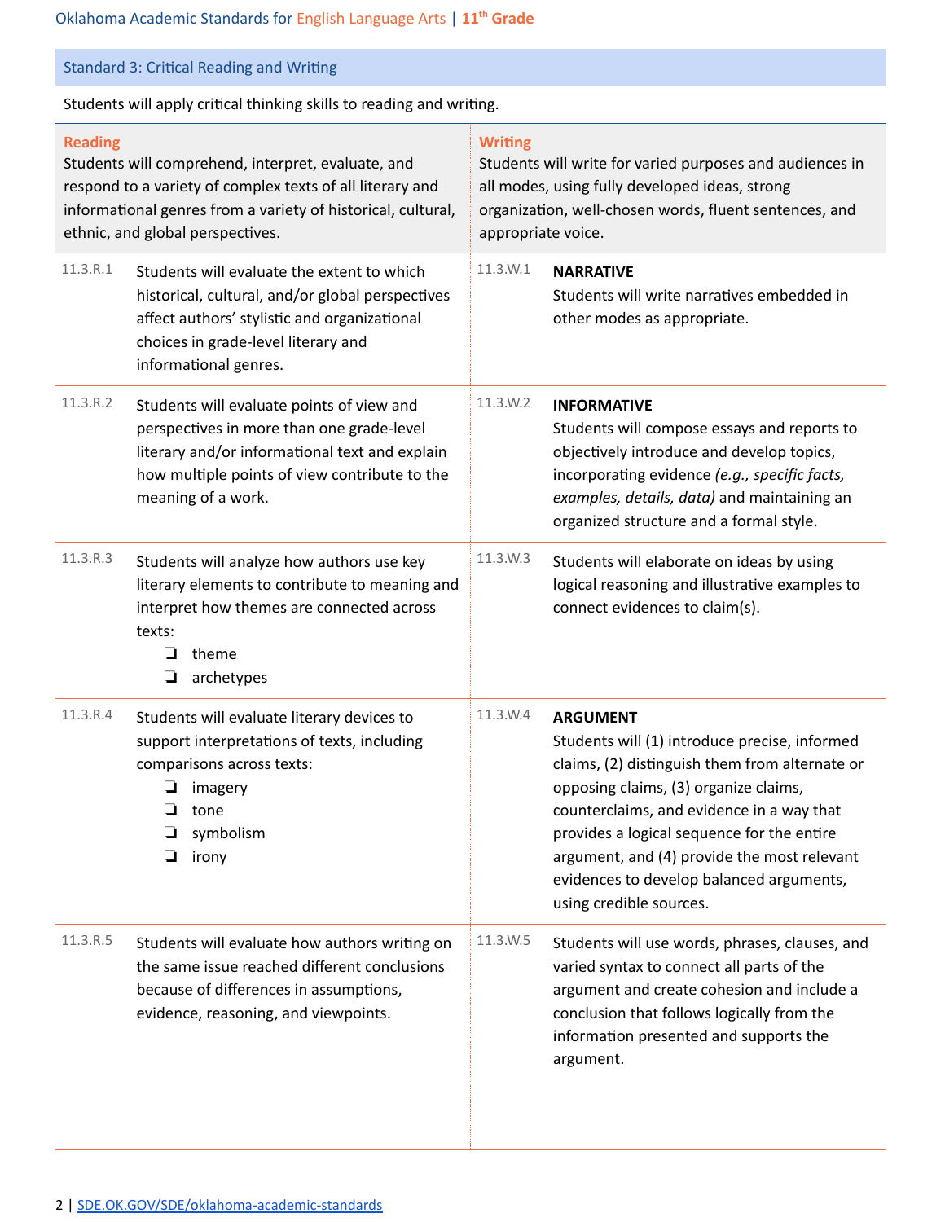## Standard 3: Critical Reading and Writing

Students will apply critical thinking skills to reading and writing.

| Reading | | Writing | |
|---|---|---|---|
| Students will comprehend, interpret, evaluate, and respond to a variety of complex texts of all literary and informational genres from a variety of historical, cultural, ethnic, and global perspectives. | | Students will write for varied purposes and audiences in all modes, using fully developed ideas, strong organization, well-chosen words, fluent sentences, and appropriate voice. | |
| 11.3.R.1 | Students will evaluate the extent to which historical, cultural, and/or global perspectives affect authors' stylistic and organizational choices in grade-level literary and informational genres. | 11.3.W.1 | **NARRATIVE**<br>Students will write narratives embedded in other modes as appropriate. |
| 11.3.R.2 | Students will evaluate points of view and perspectives in more than one grade-level literary and/or informational text and explain how multiple points of view contribute to the meaning of a work. | 11.3.W.2 | **INFORMATIVE**<br>Students will compose essays and reports to objectively introduce and develop topics, incorporating evidence *(e.g., specific facts, examples, details, data)* and maintaining an organized structure and a formal style. |
| 11.3.R.3 | Students will analyze how authors use key literary elements to contribute to meaning and interpret how themes are connected across texts:<br>❏ theme<br>❏ archetypes | 11.3.W.3 | Students will elaborate on ideas by using logical reasoning and illustrative examples to connect evidences to claim(s). |
| 11.3.R.4 | Students will evaluate literary devices to support interpretations of texts, including comparisons across texts:<br>❏ imagery<br>❏ tone<br>❏ symbolism<br>❏ irony | 11.3.W.4 | **ARGUMENT**<br>Students will (1) introduce precise, informed claims, (2) distinguish them from alternate or opposing claims, (3) organize claims, counterclaims, and evidence in a way that provides a logical sequence for the entire argument, and (4) provide the most relevant evidences to develop balanced arguments, using credible sources. |
| 11.3.R.5 | Students will evaluate how authors writing on the same issue reached different conclusions because of differences in assumptions, evidence, reasoning, and viewpoints. | 11.3.W.5 | Students will use words, phrases, clauses, and varied syntax to connect all parts of the argument and create cohesion and include a conclusion that follows logically from the information presented and supports the argument. |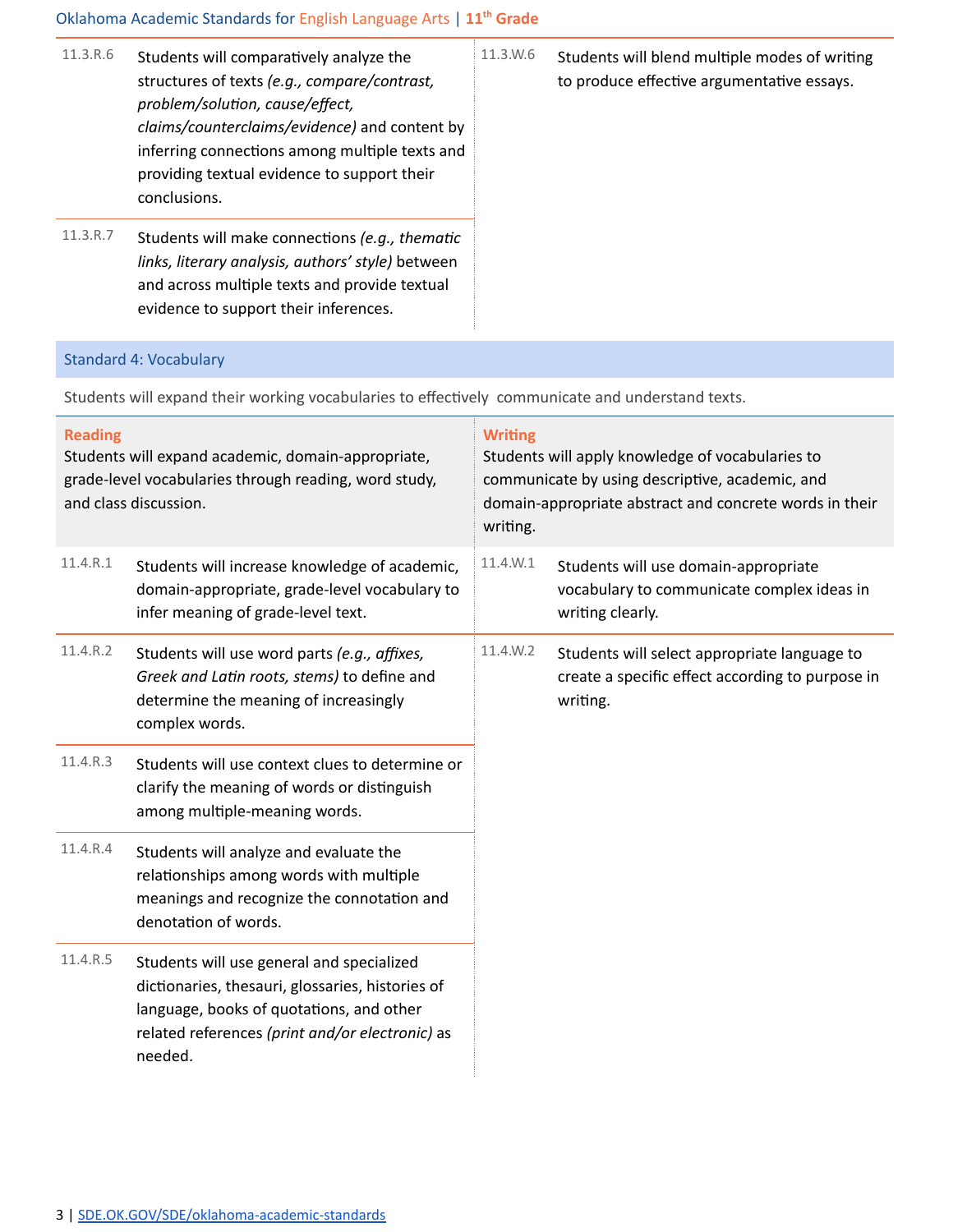| Code | Reading | Code | Writing |
| --- | --- | --- | --- |
| 11.3.R.6 | Students will comparatively analyze the structures of texts *(e.g., compare/contrast, problem/solution, cause/effect, claims/counterclaims/evidence)* and content by inferring connections among multiple texts and providing textual evidence to support their conclusions. | 11.3.W.6 | Students will blend multiple modes of writing to produce effective argumentative essays. |
| 11.3.R.7 | Students will make connections *(e.g., thematic links, literary analysis, authors' style)* between and across multiple texts and provide textual evidence to support their inferences. | | |

## Standard 4: Vocabulary

Students will expand their working vocabularies to effectively communicate and understand texts.

| Reading | | Writing | |
| --- | --- | --- | --- |
| Students will expand academic, domain-appropriate, grade-level vocabularies through reading, word study, and class discussion. | | Students will apply knowledge of vocabularies to communicate by using descriptive, academic, and domain-appropriate abstract and concrete words in their writing. | |
| 11.4.R.1 | Students will increase knowledge of academic, domain-appropriate, grade-level vocabulary to infer meaning of grade-level text. | 11.4.W.1 | Students will use domain-appropriate vocabulary to communicate complex ideas in writing clearly. |
| 11.4.R.2 | Students will use word parts *(e.g., affixes, Greek and Latin roots, stems)* to define and determine the meaning of increasingly complex words. | 11.4.W.2 | Students will select appropriate language to create a specific effect according to purpose in writing. |
| 11.4.R.3 | Students will use context clues to determine or clarify the meaning of words or distinguish among multiple-meaning words. | | |
| 11.4.R.4 | Students will analyze and evaluate the relationships among words with multiple meanings and recognize the connotation and denotation of words. | | |
| 11.4.R.5 | Students will use general and specialized dictionaries, thesauri, glossaries, histories of language, books of quotations, and other related references *(print and/or electronic)* as needed. | | |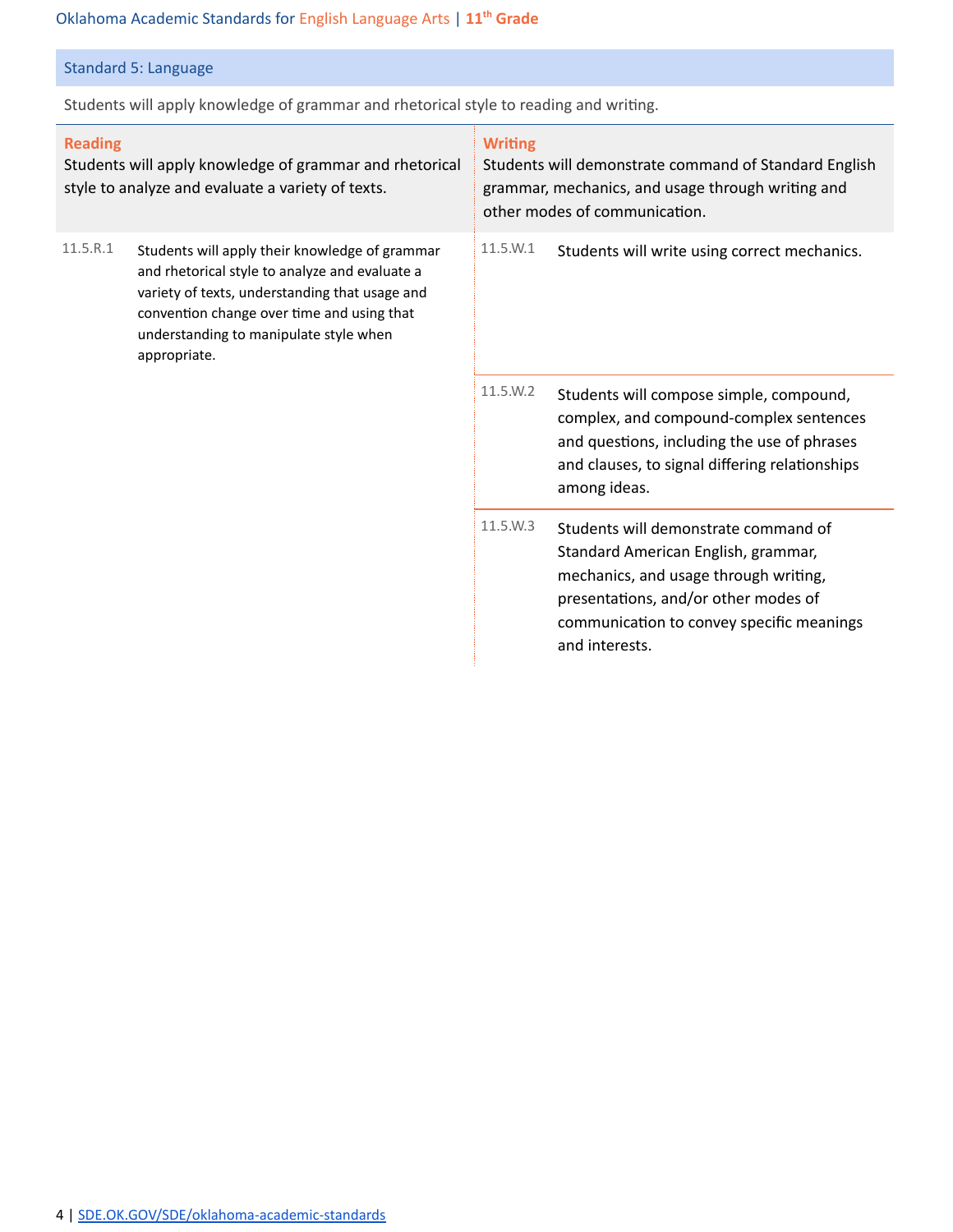## Standard 5: Language

Students will apply knowledge of grammar and rhetorical style to reading and writing.

| Reading | | Writing | |
|---|---|---|---|
| Students will apply knowledge of grammar and rhetorical style to analyze and evaluate a variety of texts. | | Students will demonstrate command of Standard English grammar, mechanics, and usage through writing and other modes of communication. | |
| 11.5.R.1 | Students will apply their knowledge of grammar and rhetorical style to analyze and evaluate a variety of texts, understanding that usage and convention change over time and using that understanding to manipulate style when appropriate. | 11.5.W.1 | Students will write using correct mechanics. |
| | | 11.5.W.2 | Students will compose simple, compound, complex, and compound-complex sentences and questions, including the use of phrases and clauses, to signal differing relationships among ideas. |
| | | 11.5.W.3 | Students will demonstrate command of Standard American English, grammar, mechanics, and usage through writing, presentations, and/or other modes of communication to convey specific meanings and interests. |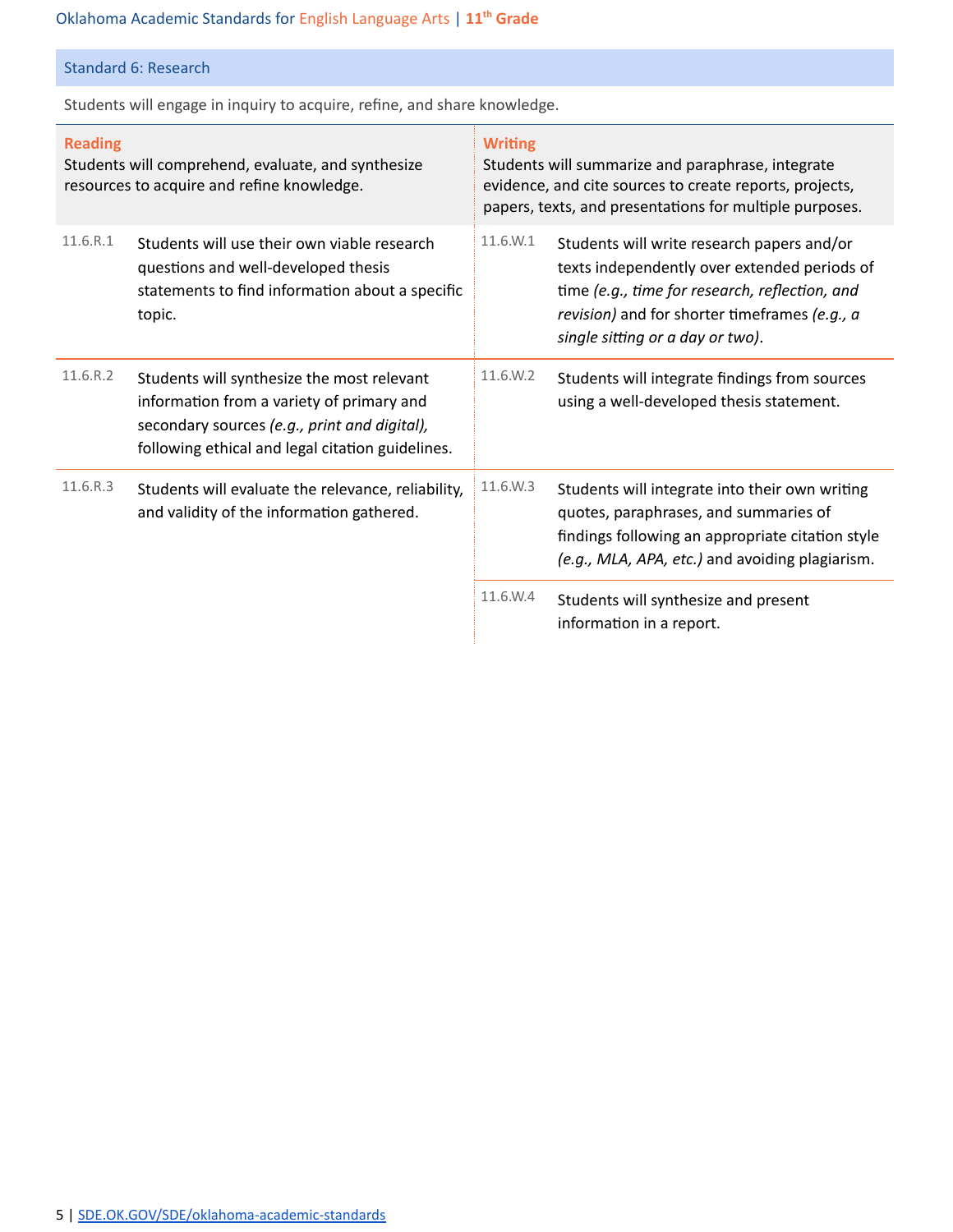## Standard 6: Research

Students will engage in inquiry to acquire, refine, and share knowledge.

| Reading | | Writing | |
|---|---|---|---|
| **Reading** Students will comprehend, evaluate, and synthesize resources to acquire and refine knowledge. | | **Writing** Students will summarize and paraphrase, integrate evidence, and cite sources to create reports, projects, papers, texts, and presentations for multiple purposes. | |
| 11.6.R.1 | Students will use their own viable research questions and well-developed thesis statements to find information about a specific topic. | 11.6.W.1 | Students will write research papers and/or texts independently over extended periods of time *(e.g., time for research, reflection, and revision)* and for shorter timeframes *(e.g., a single sitting or a day or two)*. |
| 11.6.R.2 | Students will synthesize the most relevant information from a variety of primary and secondary sources *(e.g., print and digital),* following ethical and legal citation guidelines. | 11.6.W.2 | Students will integrate findings from sources using a well-developed thesis statement. |
| 11.6.R.3 | Students will evaluate the relevance, reliability, and validity of the information gathered. | 11.6.W.3 | Students will integrate into their own writing quotes, paraphrases, and summaries of findings following an appropriate citation style *(e.g., MLA, APA, etc.)* and avoiding plagiarism. |
| | | 11.6.W.4 | Students will synthesize and present information in a report. |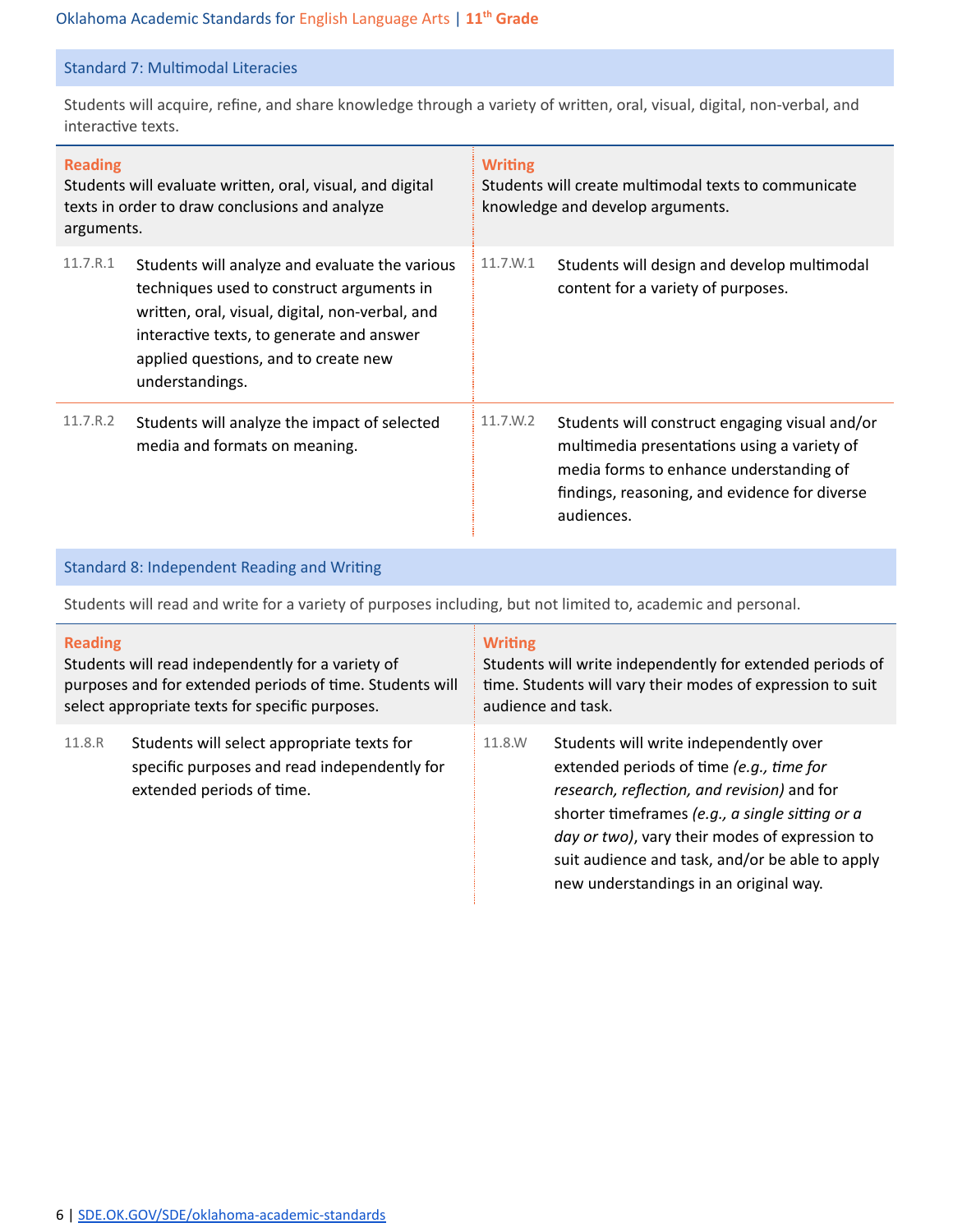## Standard 7: Multimodal Literacies

Students will acquire, refine, and share knowledge through a variety of written, oral, visual, digital, non-verbal, and interactive texts.

| **Reading**<br>Students will evaluate written, oral, visual, and digital texts in order to draw conclusions and analyze arguments. | | **Writing**<br>Students will create multimodal texts to communicate knowledge and develop arguments. | |
|---|---|---|---|
| 11.7.R.1 | Students will analyze and evaluate the various techniques used to construct arguments in written, oral, visual, digital, non-verbal, and interactive texts, to generate and answer applied questions, and to create new understandings. | 11.7.W.1 | Students will design and develop multimodal content for a variety of purposes. |
| 11.7.R.2 | Students will analyze the impact of selected media and formats on meaning. | 11.7.W.2 | Students will construct engaging visual and/or multimedia presentations using a variety of media forms to enhance understanding of findings, reasoning, and evidence for diverse audiences. |

## Standard 8: Independent Reading and Writing

Students will read and write for a variety of purposes including, but not limited to, academic and personal.

| **Reading**<br>Students will read independently for a variety of purposes and for extended periods of time. Students will select appropriate texts for specific purposes. | | **Writing**<br>Students will write independently for extended periods of time. Students will vary their modes of expression to suit audience and task. | |
|---|---|---|---|
| 11.8.R | Students will select appropriate texts for specific purposes and read independently for extended periods of time. | 11.8.W | Students will write independently over extended periods of time *(e.g., time for research, reflection, and revision)* and for shorter timeframes *(e.g., a single sitting or a day or two)*, vary their modes of expression to suit audience and task, and/or be able to apply new understandings in an original way. |